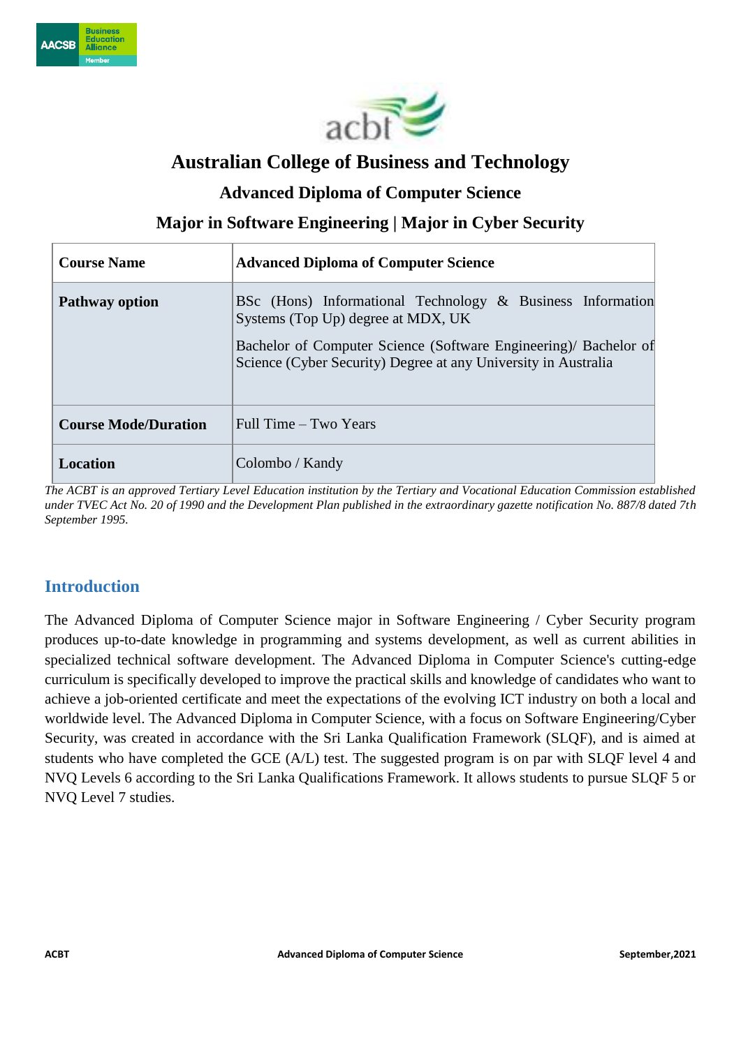# Australian College of Business and Technology

## Advanced Diploma of Computer Science

## Major in Software Engineering | Major in Cyber Security

| **Course Name** | **Advanced Diploma of Computer Science** |
|---|---|
| **Pathway option** | BSc (Hons) Informational Technology & Business Information Systems (Top Up) degree at MDX, UK<br><br>Bachelor of Computer Science (Software Engineering)/ Bachelor of Science (Cyber Security) Degree at any University in Australia |
| **Course Mode/Duration** | Full Time – Two Years |
| **Location** | Colombo / Kandy |

*The ACBT is an approved Tertiary Level Education institution by the Tertiary and Vocational Education Commission established under TVEC Act No. 20 of 1990 and the Development Plan published in the extraordinary gazette notification No. 887/8 dated 7th September 1995.*

## Introduction

The Advanced Diploma of Computer Science major in Software Engineering / Cyber Security program produces up-to-date knowledge in programming and systems development, as well as current abilities in specialized technical software development. The Advanced Diploma in Computer Science's cutting-edge curriculum is specifically developed to improve the practical skills and knowledge of candidates who want to achieve a job-oriented certificate and meet the expectations of the evolving ICT industry on both a local and worldwide level. The Advanced Diploma in Computer Science, with a focus on Software Engineering/Cyber Security, was created in accordance with the Sri Lanka Qualification Framework (SLQF), and is aimed at students who have completed the GCE (A/L) test. The suggested program is on par with SLQF level 4 and NVQ Levels 6 according to the Sri Lanka Qualifications Framework. It allows students to pursue SLQF 5 or NVQ Level 7 studies.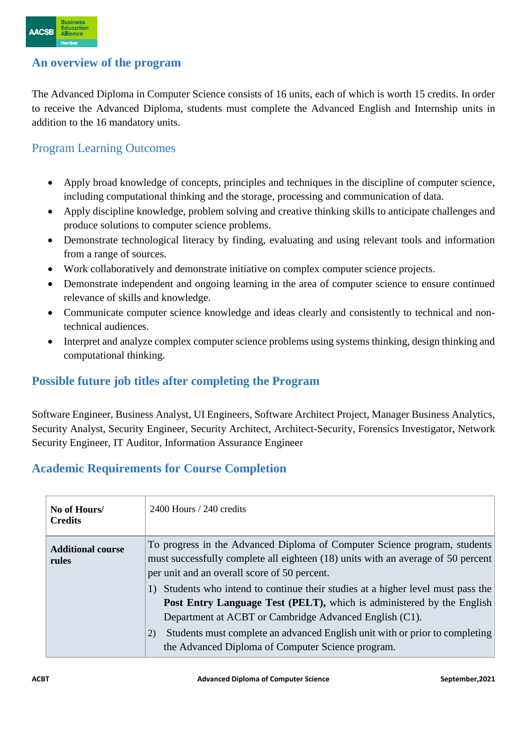## An overview of the program

The Advanced Diploma in Computer Science consists of 16 units, each of which is worth 15 credits. In order to receive the Advanced Diploma, students must complete the Advanced English and Internship units in addition to the 16 mandatory units.

## Program Learning Outcomes

- Apply broad knowledge of concepts, principles and techniques in the discipline of computer science, including computational thinking and the storage, processing and communication of data.
- Apply discipline knowledge, problem solving and creative thinking skills to anticipate challenges and produce solutions to computer science problems.
- Demonstrate technological literacy by finding, evaluating and using relevant tools and information from a range of sources.
- Work collaboratively and demonstrate initiative on complex computer science projects.
- Demonstrate independent and ongoing learning in the area of computer science to ensure continued relevance of skills and knowledge.
- Communicate computer science knowledge and ideas clearly and consistently to technical and non-technical audiences.
- Interpret and analyze complex computer science problems using systems thinking, design thinking and computational thinking.

## Possible future job titles after completing the Program

Software Engineer, Business Analyst, UI Engineers, Software Architect Project, Manager Business Analytics, Security Analyst, Security Engineer, Security Architect, Architect-Security, Forensics Investigator, Network Security Engineer, IT Auditor, Information Assurance Engineer

## Academic Requirements for Course Completion

| | |
|---|---|
| **No of Hours/ Credits** | 2400 Hours / 240 credits |
| **Additional course rules** | To progress in the Advanced Diploma of Computer Science program, students must successfully complete all eighteen (18) units with an average of 50 percent per unit and an overall score of 50 percent.<br>1) Students who intend to continue their studies at a higher level must pass the **Post Entry Language Test (PELT),** which is administered by the English Department at ACBT or Cambridge Advanced English (C1).<br>2) Students must complete an advanced English unit with or prior to completing the Advanced Diploma of Computer Science program. |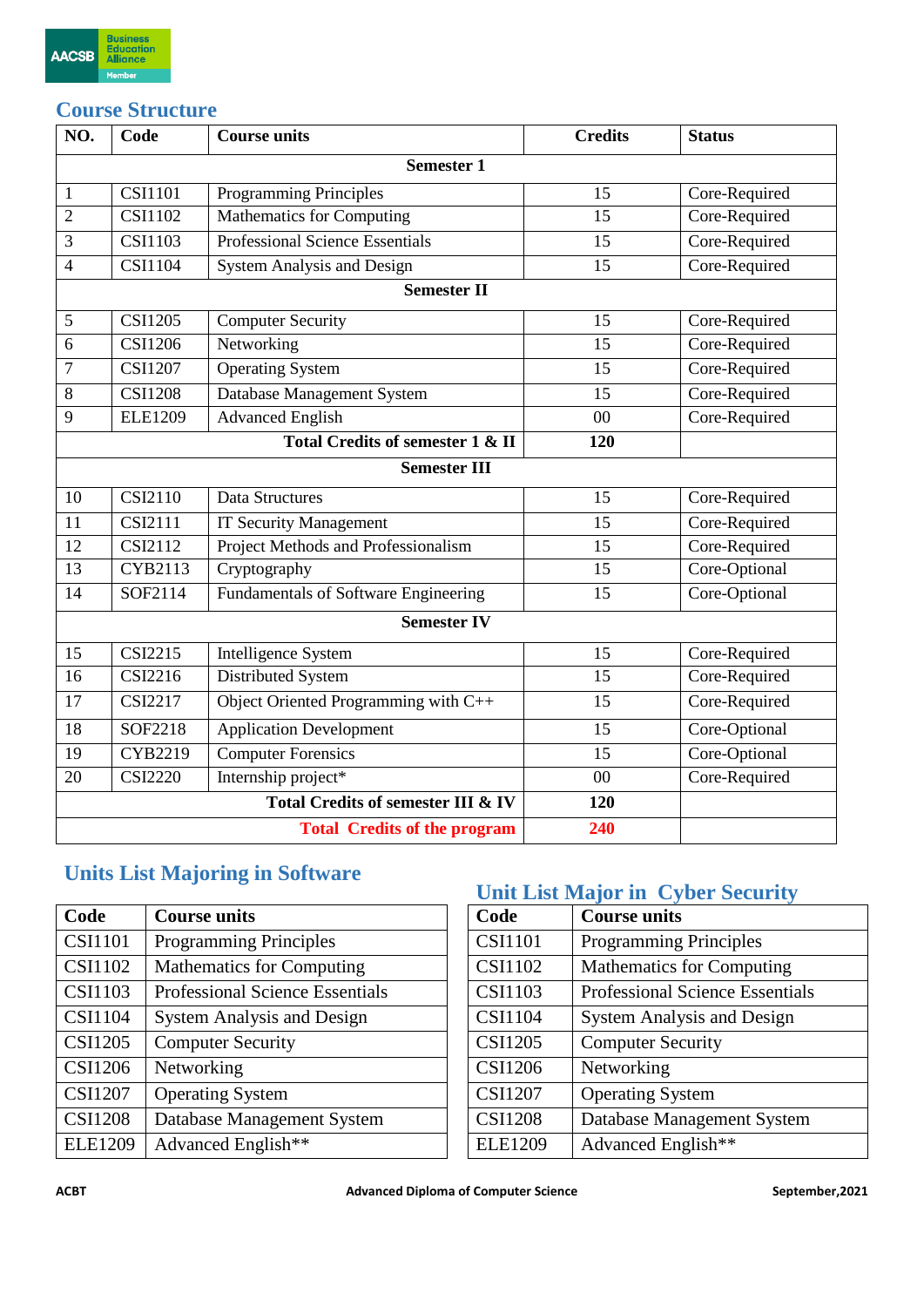## Course Structure

| NO. | Code | Course units | Credits | Status |
|---|---|---|---|---|
| **Semester 1** | | | | |
| 1 | CSI1101 | Programming Principles | 15 | Core-Required |
| 2 | CSI1102 | Mathematics for Computing | 15 | Core-Required |
| 3 | CSI1103 | Professional Science Essentials | 15 | Core-Required |
| 4 | CSI1104 | System Analysis and Design | 15 | Core-Required |
| **Semester II** | | | | |
| 5 | CSI1205 | Computer Security | 15 | Core-Required |
| 6 | CSI1206 | Networking | 15 | Core-Required |
| 7 | CSI1207 | Operating System | 15 | Core-Required |
| 8 | CSI1208 | Database Management System | 15 | Core-Required |
| 9 | ELE1209 | Advanced English | 00 | Core-Required |
| **Total Credits of semester 1 & II** | | | **120** | |
| **Semester III** | | | | |
| 10 | CSI2110 | Data Structures | 15 | Core-Required |
| 11 | CSI2111 | IT Security Management | 15 | Core-Required |
| 12 | CSI2112 | Project Methods and Professionalism | 15 | Core-Required |
| 13 | CYB2113 | Cryptography | 15 | Core-Optional |
| 14 | SOF2114 | Fundamentals of Software Engineering | 15 | Core-Optional |
| **Semester IV** | | | | |
| 15 | CSI2215 | Intelligence System | 15 | Core-Required |
| 16 | CSI2216 | Distributed System | 15 | Core-Required |
| 17 | CSI2217 | Object Oriented Programming with C++ | 15 | Core-Required |
| 18 | SOF2218 | Application Development | 15 | Core-Optional |
| 19 | CYB2219 | Computer Forensics | 15 | Core-Optional |
| 20 | CSI2220 | Internship project* | 00 | Core-Required |
| **Total Credits of semester III & IV** | | | **120** | |
| **Total Credits of the program** | | | **240** | |

## Units List Majoring in Software

| Code | Course units |
|---|---|
| CSI1101 | Programming Principles |
| CSI1102 | Mathematics for Computing |
| CSI1103 | Professional Science Essentials |
| CSI1104 | System Analysis and Design |
| CSI1205 | Computer Security |
| CSI1206 | Networking |
| CSI1207 | Operating System |
| CSI1208 | Database Management System |
| ELE1209 | Advanced English** |

## Unit List Major in Cyber Security

| Code | Course units |
|---|---|
| CSI1101 | Programming Principles |
| CSI1102 | Mathematics for Computing |
| CSI1103 | Professional Science Essentials |
| CSI1104 | System Analysis and Design |
| CSI1205 | Computer Security |
| CSI1206 | Networking |
| CSI1207 | Operating System |
| CSI1208 | Database Management System |
| ELE1209 | Advanced English** |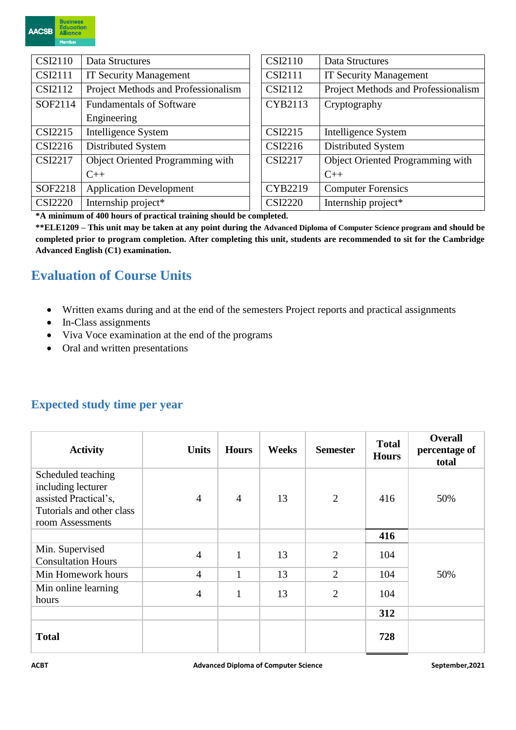| CSI2110 | Data Structures |
|---|---|
| CSI2111 | IT Security Management |
| CSI2112 | Project Methods and Professionalism |
| SOF2114 | Fundamentals of Software Engineering |
| CSI2215 | Intelligence System |
| CSI2216 | Distributed System |
| CSI2217 | Object Oriented Programming with C++ |
| SOF2218 | Application Development |
| CSI2220 | Internship project* |

| CSI2110 | Data Structures |
|---|---|
| CSI2111 | IT Security Management |
| CSI2112 | Project Methods and Professionalism |
| CYB2113 | Cryptography |
| CSI2215 | Intelligence System |
| CSI2216 | Distributed System |
| CSI2217 | Object Oriented Programming with C++ |
| CYB2219 | Computer Forensics |
| CSI2220 | Internship project* |

**\*A minimum of 400 hours of practical training should be completed.**

**\*\*ELE1209 – This unit may be taken at any point during the Advanced Diploma of Computer Science program and should be completed prior to program completion. After completing this unit, students are recommended to sit for the Cambridge Advanced English (C1) examination.**

## Evaluation of Course Units

- Written exams during and at the end of the semesters Project reports and practical assignments
- In-Class assignments
- Viva Voce examination at the end of the programs
- Oral and written presentations

## Expected study time per year

| Activity | Units | Hours | Weeks | Semester | Total Hours | Overall percentage of total |
|---|---|---|---|---|---|---|
| Scheduled teaching including lecturer assisted Practical's, Tutorials and other class room Assessments | 4 | 4 | 13 | 2 | 416 | 50% |
| | | | | | **416** | |
| Min. Supervised Consultation Hours | 4 | 1 | 13 | 2 | 104 | 50% |
| Min Homework hours | 4 | 1 | 13 | 2 | 104 | |
| Min online learning hours | 4 | 1 | 13 | 2 | 104 | |
| | | | | | **312** | |
| **Total** | | | | | **728** | |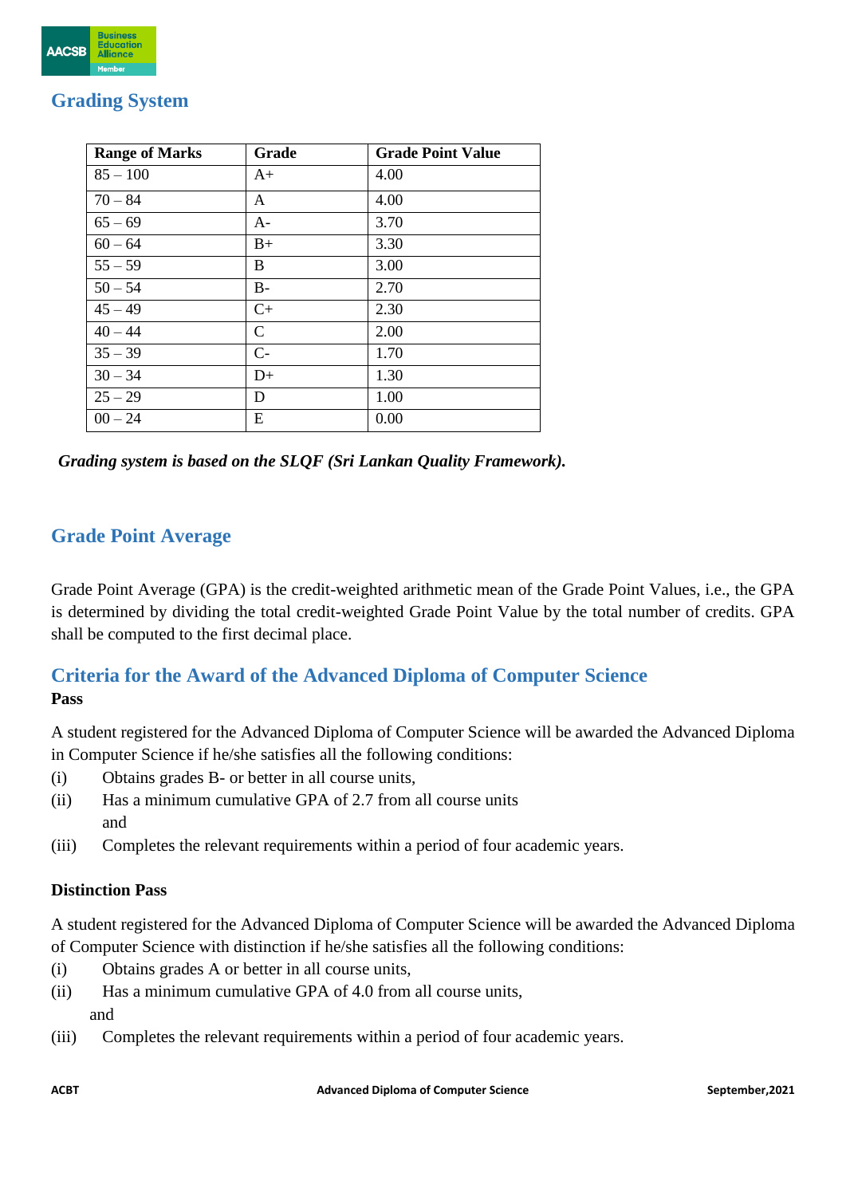## Grading System

| Range of Marks | Grade | Grade Point Value |
|---|---|---|
| 85 – 100 | A+ | 4.00 |
| 70 – 84 | A | 4.00 |
| 65 – 69 | A- | 3.70 |
| 60 – 64 | B+ | 3.30 |
| 55 – 59 | B | 3.00 |
| 50 – 54 | B- | 2.70 |
| 45 – 49 | C+ | 2.30 |
| 40 – 44 | C | 2.00 |
| 35 – 39 | C- | 1.70 |
| 30 – 34 | D+ | 1.30 |
| 25 – 29 | D | 1.00 |
| 00 – 24 | E | 0.00 |

***Grading system is based on the SLQF (Sri Lankan Quality Framework).***

## Grade Point Average

Grade Point Average (GPA) is the credit-weighted arithmetic mean of the Grade Point Values, i.e., the GPA is determined by dividing the total credit-weighted Grade Point Value by the total number of credits. GPA shall be computed to the first decimal place.

## Criteria for the Award of the Advanced Diploma of Computer Science

**Pass**

A student registered for the Advanced Diploma of Computer Science will be awarded the Advanced Diploma in Computer Science if he/she satisfies all the following conditions:

(i) Obtains grades B- or better in all course units,

(ii) Has a minimum cumulative GPA of 2.7 from all course units
and

(iii) Completes the relevant requirements within a period of four academic years.

**Distinction Pass**

A student registered for the Advanced Diploma of Computer Science will be awarded the Advanced Diploma of Computer Science with distinction if he/she satisfies all the following conditions:

(i) Obtains grades A or better in all course units,

(ii) Has a minimum cumulative GPA of 4.0 from all course units,
and

(iii) Completes the relevant requirements within a period of four academic years.